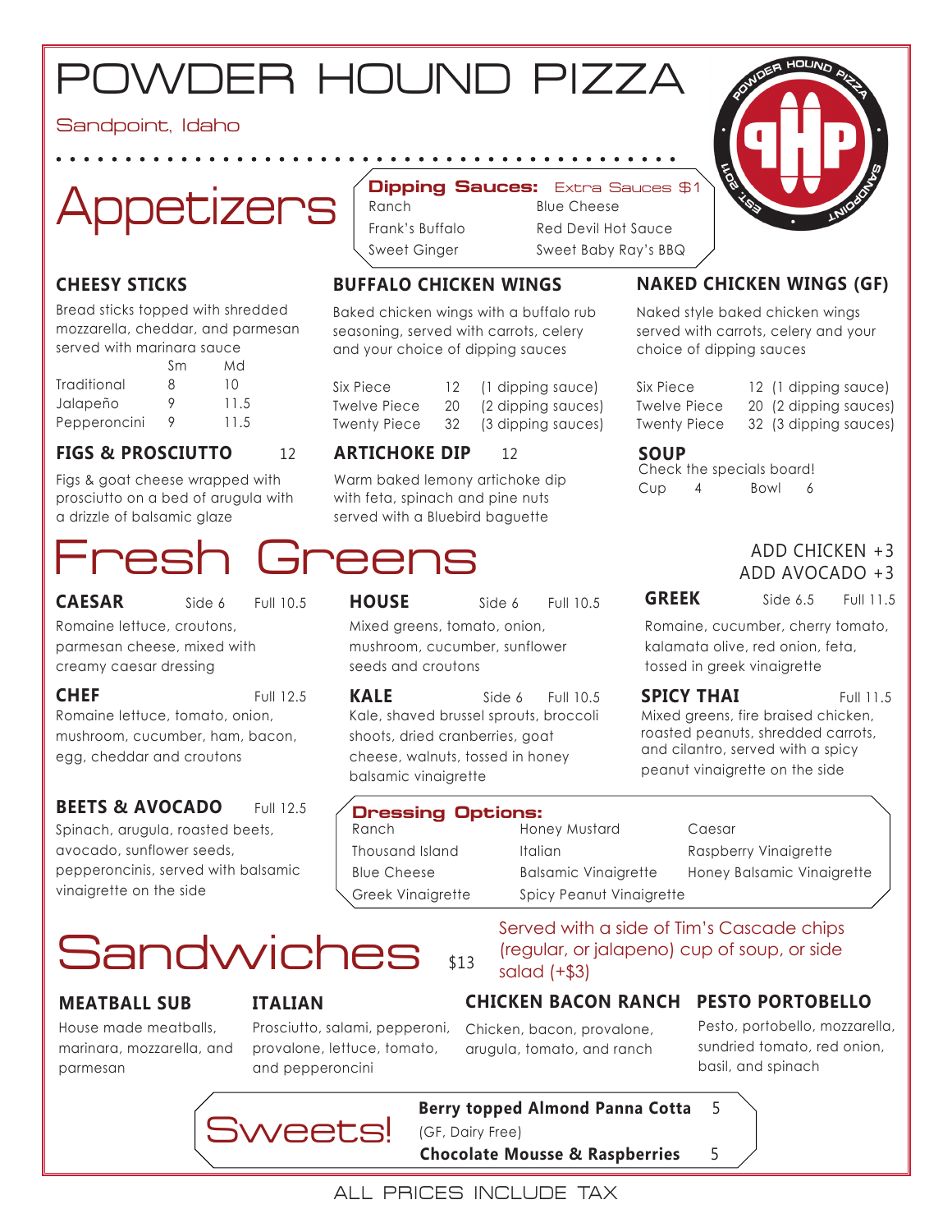# POWDER HOUND PIZZA

Sandpoint, Idaho

## Appetizers

**Dipping Sauces:** Extra Sauces $1

| | |
|---|---|
| Ranch | Blue Cheese |
| Frank's Buffalo | Red Devil Hot Sauce |
| Sweet Ginger | Sweet Baby Ray's BBQ |

### CHEESY STICKS

Bread sticks topped with shredded mozzarella, cheddar, and parmesan served with marinara sauce

| | Sm | Md |
|---|---|---|
| Traditional | 8 | 10 |
| Jalapeño | 9 | 11.5 |
| Pepperoncini | 9 | 11.5 |

### FIGS & PROSCIUTTO 12

Figs & goat cheese wrapped with prosciutto on a bed of arugula with a drizzle of balsamic glaze

### BUFFALO CHICKEN WINGS

Baked chicken wings with a buffalo rub seasoning, served with carrots, celery and your choice of dipping sauces

| | | |
|---|---|---|
| Six Piece | 12 | (1 dipping sauce) |
| Twelve Piece | 20 | (2 dipping sauces) |
| Twenty Piece | 32 | (3 dipping sauces) |

### ARTICHOKE DIP 12

Warm baked lemony artichoke dip with feta, spinach and pine nuts served with a Bluebird baguette

### NAKED CHICKEN WINGS (GF)

Naked style baked chicken wings served with carrots, celery and your choice of dipping sauces

| | | |
|---|---|---|
| Six Piece | 12 | (1 dipping sauce) |
| Twelve Piece | 20 | (2 dipping sauces) |
| Twenty Piece | 32 | (3 dipping sauces) |

### SOUP

Check the specials board!

Cup 4 Bowl 6

## Fresh Greens

ADD CHICKEN +3
ADD AVOCADO +3

### CAESAR Side 6 Full 10.5

Romaine lettuce, croutons, parmesan cheese, mixed with creamy caesar dressing

### CHEF Full 12.5

Romaine lettuce, tomato, onion, mushroom, cucumber, ham, bacon, egg, cheddar and croutons

### BEETS & AVOCADO Full 12.5

Spinach, arugula, roasted beets, avocado, sunflower seeds, pepperoncinis, served with balsamic vinaigrette on the side

### HOUSE Side 6 Full 10.5

Mixed greens, tomato, onion, mushroom, cucumber, sunflower seeds and croutons

### KALE Side 6 Full 10.5

Kale, shaved brussel sprouts, broccoli shoots, dried cranberries, goat cheese, walnuts, tossed in honey balsamic vinaigrette

### GREEK Side 6.5 Full 11.5

Romaine, cucumber, cherry tomato, kalamata olive, red onion, feta, tossed in greek vinaigrette

### SPICY THAI Full 11.5

Mixed greens, fire braised chicken, roasted peanuts, shredded carrots, and cilantro, served with a spicy peanut vinaigrette on the side

**Dressing Options:**

| | | |
|---|---|---|
| Ranch | Honey Mustard | Caesar |
| Thousand Island | Italian | Raspberry Vinaigrette |
| Blue Cheese | Balsamic Vinaigrette | Honey Balsamic Vinaigrette |
| Greek Vinaigrette | Spicy Peanut Vinaigrette | |

## Sandwiches $13

Served with a side of Tim's Cascade chips (regular, or jalapeno) cup of soup, or side salad (+$3)

### MEATBALL SUB

House made meatballs, marinara, mozzarella, and parmesan

### ITALIAN

Prosciutto, salami, pepperoni, provalone, lettuce, tomato, and pepperoncini

### CHICKEN BACON RANCH

Chicken, bacon, provalone, arugula, tomato, and ranch

### PESTO PORTOBELLO

Pesto, portobello, mozzarella, sundried tomato, red onion, basil, and spinach

## Sweets!

**Berry topped Almond Panna Cotta** 5
(GF, Dairy Free)

**Chocolate Mousse & Raspberries** 5

ALL PRICES INCLUDE TAX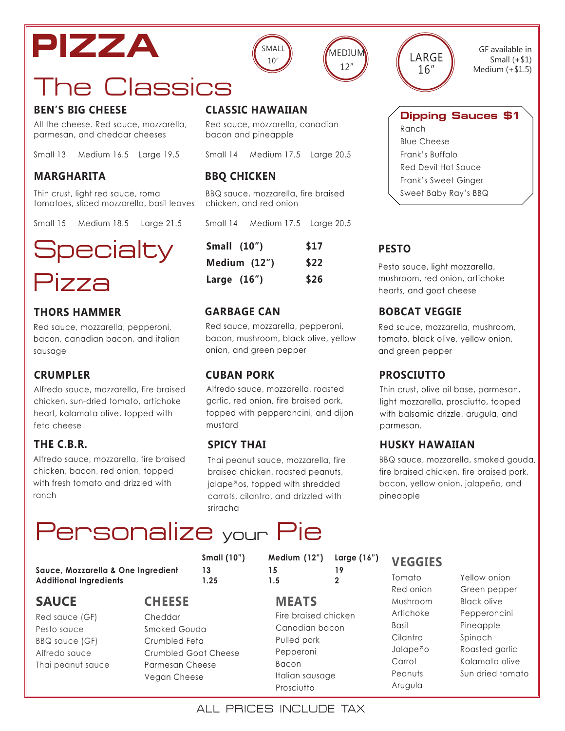# PIZZA

SMALL 10″ MEDIUM 12″ LARGE 16″

GF available in Small (+$1) Medium (+$1.5)

## The Classics

### BEN'S BIG CHEESE

All the cheese. Red sauce, mozzarella, parmesan, and cheddar cheeses

Small 13 Medium 16.5 Large 19.5

### MARGHARITA

Thin crust, light red sauce, roma tomatoes, sliced mozzarella, basil leaves

Small 15 Medium 18.5 Large 21.5

### CLASSIC HAWAIIAN

Red sauce, mozzarella, canadian bacon and pineapple

Small 14 Medium 17.5 Large 20.5

### BBQ CHICKEN

BBQ sauce, mozzarella, fire braised chicken, and red onion

Small 14 Medium 17.5 Large 20.5

### Dipping Sauces $1

- Ranch
- Blue Cheese
- Frank's Buffalo
- Red Devil Hot Sauce
- Frank's Sweet Ginger
- Sweet Baby Ray's BBQ

## Specialty Pizza

| | |
|---|---|
| **Small (10″)** | **$17** |
| **Medium (12″)** | **$22** |
| **Large (16″)** | **$26** |

### THORS HAMMER

Red sauce, mozzarella, pepperoni, bacon, canadian bacon, and italian sausage

### CRUMPLER

Alfredo sauce, mozzarella, fire braised chicken, sun-dried tomato, artichoke heart, kalamata olive, topped with feta cheese

### THE C.B.R.

Alfredo sauce, mozzarella, fire braised chicken, bacon, red onion, topped with fresh tomato and drizzled with ranch

### GARBAGE CAN

Red sauce, mozzarella, pepperoni, bacon, mushroom, black olive, yellow onion, and green pepper

### CUBAN PORK

Alfredo sauce, mozzarella, roasted garlic, red onion, fire braised pork, topped with pepperoncini, and dijon mustard

### SPICY THAI

Thai peanut sauce, mozzarella, fire braised chicken, roasted peanuts, jalapeños, topped with shredded carrots, cilantro, and drizzled with sriracha

### PESTO

Pesto sauce, light mozzarella, mushroom, red onion, artichoke hearts, and goat cheese

### BOBCAT VEGGIE

Red sauce, mozzarella, mushroom, tomato, black olive, yellow onion, and green pepper

### PROSCIUTTO

Thin crust, olive oil base, parmesan, light mozzarella, prosciutto, topped with balsamic drizzle, arugula, and parmesan.

### HUSKY HAWAIIAN

BBQ sauce, mozzarella, smoked gouda, fire braised chicken, fire braised pork, bacon, yellow onion, jalapeño, and pineapple

## Personalize your Pie

| | Small (10") | Medium (12") | Large (16") |
|---|---|---|---|
| **Sauce, Mozzarella & One Ingredient** | 13 | 15 | 19 |
| **Additional Ingredients** | 1.25 | 1.5 | 2 |

### SAUCE

- Red sauce (GF)
- Pesto sauce
- BBQ sauce (GF)
- Alfredo sauce
- Thai peanut sauce

### CHEESE

- Cheddar
- Smoked Gouda
- Crumbled Feta
- Crumbled Goat Cheese
- Parmesan Cheese
- Vegan Cheese

### MEATS

- Fire braised chicken
- Canadian bacon
- Pulled pork
- Pepperoni
- Bacon
- Italian sausage
- Prosciutto

### VEGGIES

- Tomato
- Red onion
- Mushroom
- Artichoke
- Basil
- Cilantro
- Jalapeño
- Carrot
- Peanuts
- Arugula
- Yellow onion
- Green pepper
- Black olive
- Pepperoncini
- Pineapple
- Spinach
- Roasted garlic
- Kalamata olive
- Sun dried tomato

ALL PRICES INCLUDE TAX